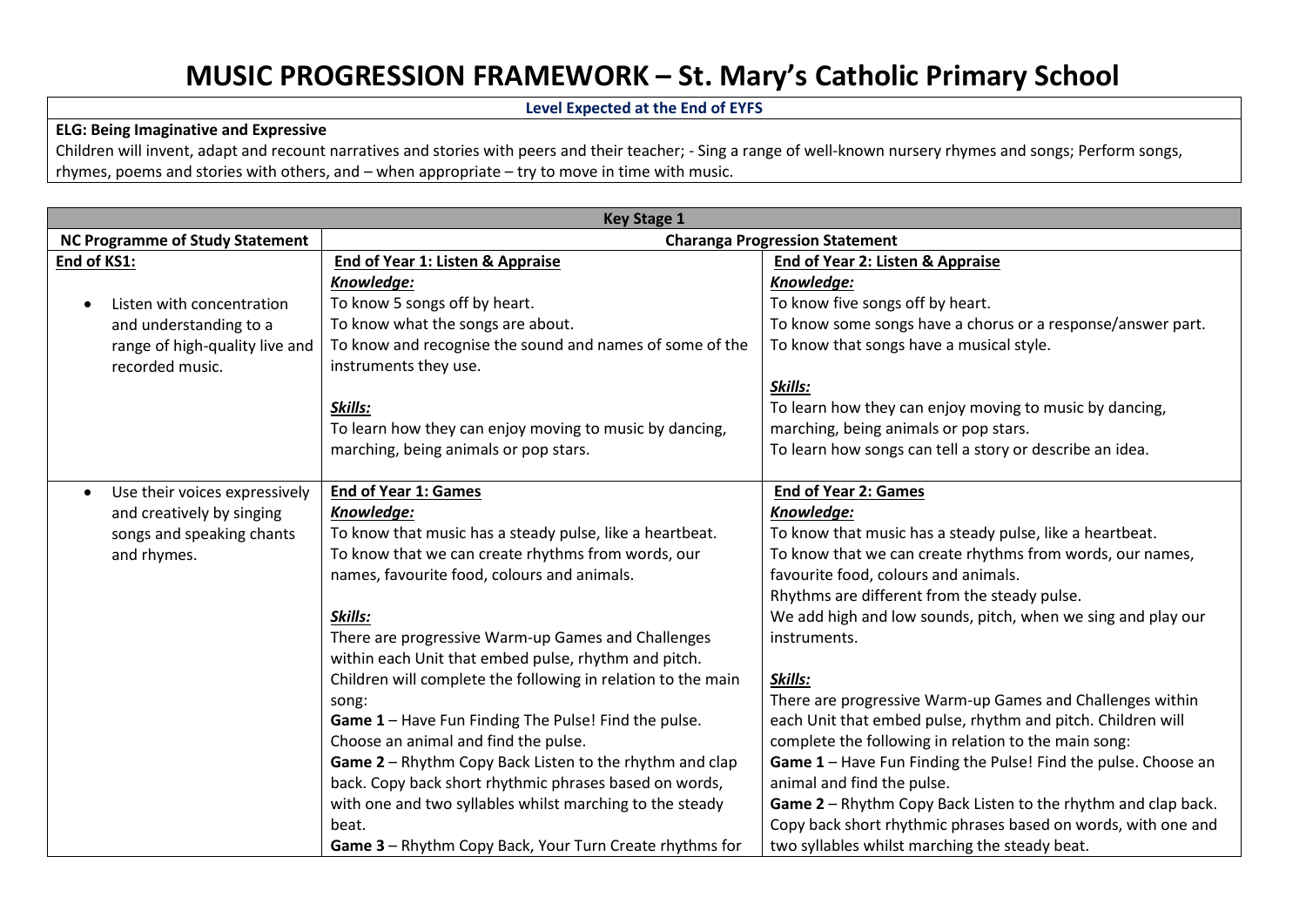# MUSIC PROGRESSION FRAMEWORK – St. Mary's Catholic Primary School

| Level Expected at the End of EYFS |
|---|
| **ELG: Being Imaginative and Expressive**<br>Children will invent, adapt and recount narratives and stories with peers and their teacher; - Sing a range of well-known nursery rhymes and songs; Perform songs, rhymes, poems and stories with others, and – when appropriate – try to move in time with music. |

| Key Stage 1 | | |
|---|---|---|
| **NC Programme of Study Statement** | **Charanga Progression Statement** | |
| **End of KS1:**<br><br>• Listen with concentration and understanding to a range of high-quality live and recorded music. | **End of Year 1: Listen & Appraise**<br>***Knowledge:***<br>To know 5 songs off by heart.<br>To know what the songs are about.<br>To know and recognise the sound and names of some of the instruments they use.<br><br>***Skills:***<br>To learn how they can enjoy moving to music by dancing, marching, being animals or pop stars. | **End of Year 2: Listen & Appraise**<br>***Knowledge:***<br>To know five songs off by heart.<br>To know some songs have a chorus or a response/answer part.<br>To know that songs have a musical style.<br><br>***Skills:***<br>To learn how they can enjoy moving to music by dancing, marching, being animals or pop stars.<br>To learn how songs can tell a story or describe an idea. |
| • Use their voices expressively and creatively by singing songs and speaking chants and rhymes. | **End of Year 1: Games**<br>***Knowledge:***<br>To know that music has a steady pulse, like a heartbeat.<br>To know that we can create rhythms from words, our names, favourite food, colours and animals.<br><br>***Skills:***<br>There are progressive Warm-up Games and Challenges within each Unit that embed pulse, rhythm and pitch. Children will complete the following in relation to the main song:<br>**Game 1** – Have Fun Finding The Pulse! Find the pulse. Choose an animal and find the pulse.<br>**Game 2** – Rhythm Copy Back Listen to the rhythm and clap back. Copy back short rhythmic phrases based on words, with one and two syllables whilst marching to the steady beat.<br>**Game 3** – Rhythm Copy Back, Your Turn Create rhythms for | **End of Year 2: Games**<br>***Knowledge:***<br>To know that music has a steady pulse, like a heartbeat.<br>To know that we can create rhythms from words, our names, favourite food, colours and animals.<br>Rhythms are different from the steady pulse.<br>We add high and low sounds, pitch, when we sing and play our instruments.<br><br>***Skills:***<br>There are progressive Warm-up Games and Challenges within each Unit that embed pulse, rhythm and pitch. Children will complete the following in relation to the main song:<br>**Game 1** – Have Fun Finding the Pulse! Find the pulse. Choose an animal and find the pulse.<br>**Game 2** – Rhythm Copy Back Listen to the rhythm and clap back. Copy back short rhythmic phrases based on words, with one and two syllables whilst marching the steady beat. |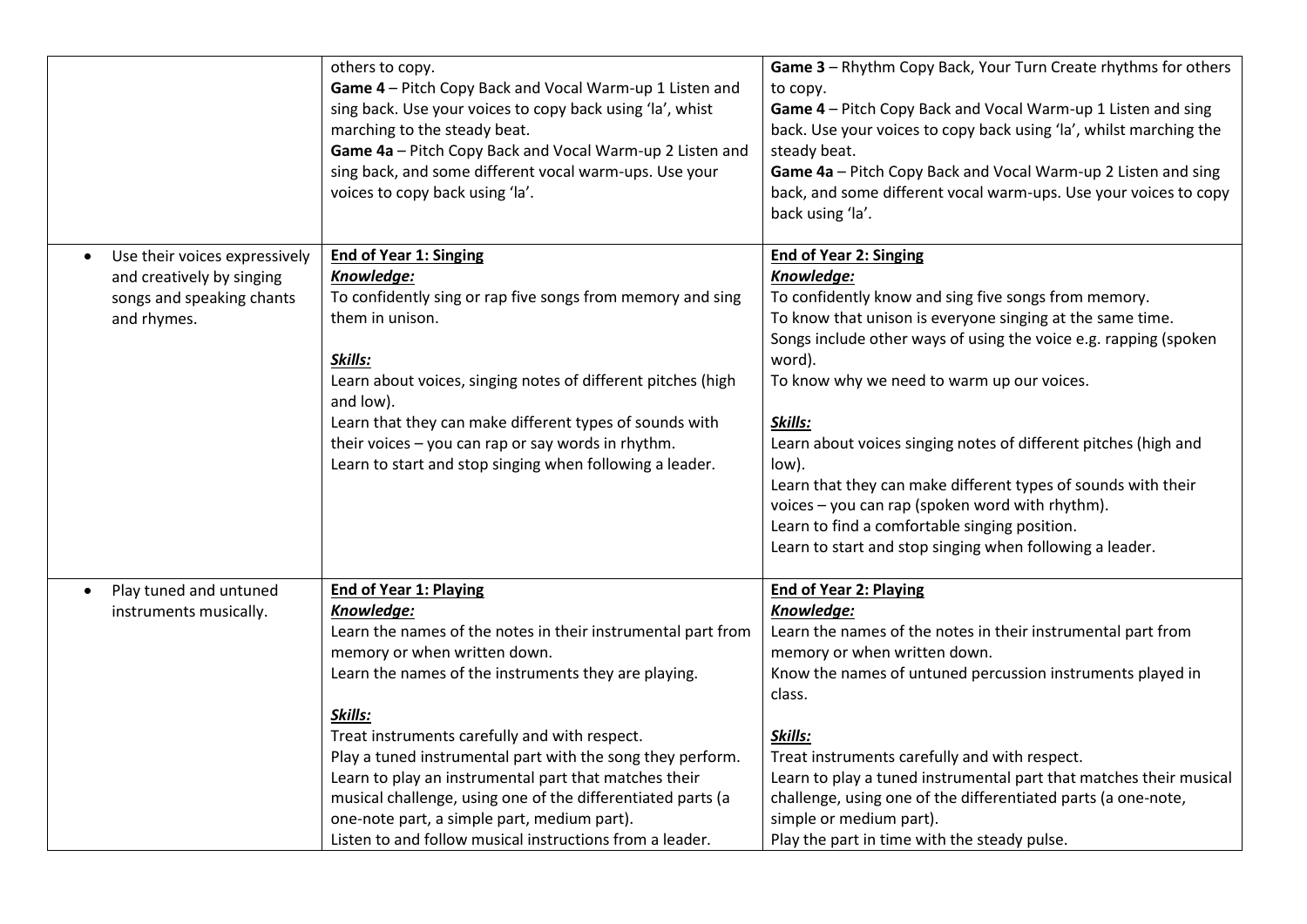| | | |
|---|---|---|
| | others to copy.<br>**Game 4** – Pitch Copy Back and Vocal Warm-up 1 Listen and sing back. Use your voices to copy back using 'la', whist marching to the steady beat.<br>**Game 4a** – Pitch Copy Back and Vocal Warm-up 2 Listen and sing back, and some different vocal warm-ups. Use your voices to copy back using 'la'. | **Game 3** – Rhythm Copy Back, Your Turn Create rhythms for others to copy.<br>**Game 4** – Pitch Copy Back and Vocal Warm-up 1 Listen and sing back. Use your voices to copy back using 'la', whilst marching the steady beat.<br>**Game 4a** – Pitch Copy Back and Vocal Warm-up 2 Listen and sing back, and some different vocal warm-ups. Use your voices to copy back using 'la'. |
| • Use their voices expressively and creatively by singing songs and speaking chants and rhymes. | **End of Year 1: Singing**<br>***Knowledge:***<br>To confidently sing or rap five songs from memory and sing them in unison.<br><br>***Skills:***<br>Learn about voices, singing notes of different pitches (high and low).<br>Learn that they can make different types of sounds with their voices – you can rap or say words in rhythm.<br>Learn to start and stop singing when following a leader. | **End of Year 2: Singing**<br>***Knowledge:***<br>To confidently know and sing five songs from memory.<br>To know that unison is everyone singing at the same time.<br>Songs include other ways of using the voice e.g. rapping (spoken word).<br>To know why we need to warm up our voices.<br><br>***Skills:***<br>Learn about voices singing notes of different pitches (high and low).<br>Learn that they can make different types of sounds with their voices – you can rap (spoken word with rhythm).<br>Learn to find a comfortable singing position.<br>Learn to start and stop singing when following a leader. |
| • Play tuned and untuned instruments musically. | **End of Year 1: Playing**<br>***Knowledge:***<br>Learn the names of the notes in their instrumental part from memory or when written down.<br>Learn the names of the instruments they are playing.<br><br>***Skills:***<br>Treat instruments carefully and with respect.<br>Play a tuned instrumental part with the song they perform.<br>Learn to play an instrumental part that matches their musical challenge, using one of the differentiated parts (a one-note part, a simple part, medium part).<br>Listen to and follow musical instructions from a leader. | **End of Year 2: Playing**<br>***Knowledge:***<br>Learn the names of the notes in their instrumental part from memory or when written down.<br>Know the names of untuned percussion instruments played in class.<br><br>***Skills:***<br>Treat instruments carefully and with respect.<br>Learn to play a tuned instrumental part that matches their musical challenge, using one of the differentiated parts (a one-note, simple or medium part).<br>Play the part in time with the steady pulse. |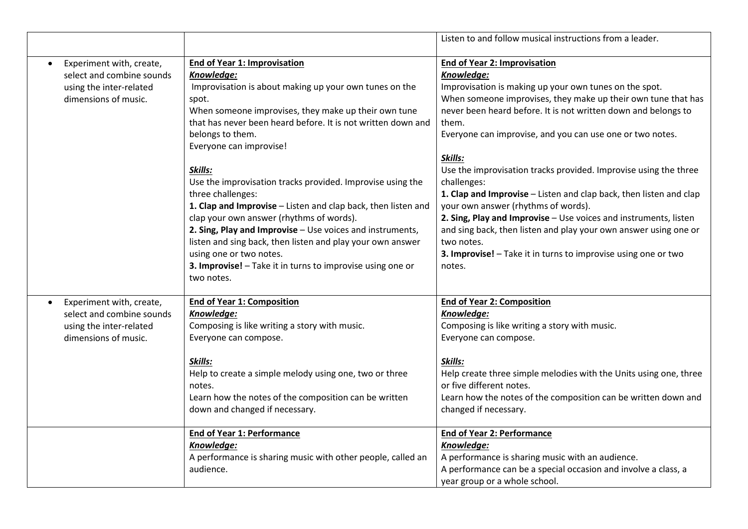| | | |
|---|---|---|
| | | Listen to and follow musical instructions from a leader. |
| • Experiment with, create, select and combine sounds using the inter-related dimensions of music. | **End of Year 1: Improvisation**<br>***Knowledge:***<br>Improvisation is about making up your own tunes on the spot.<br>When someone improvises, they make up their own tune that has never been heard before. It is not written down and belongs to them.<br>Everyone can improvise!<br><br>***Skills:***<br>Use the improvisation tracks provided. Improvise using the three challenges:<br>**1. Clap and Improvise** – Listen and clap back, then listen and clap your own answer (rhythms of words).<br>**2. Sing, Play and Improvise** – Use voices and instruments, listen and sing back, then listen and play your own answer using one or two notes.<br>**3. Improvise!** – Take it in turns to improvise using one or two notes. | **End of Year 2: Improvisation**<br>***Knowledge:***<br>Improvisation is making up your own tunes on the spot.<br>When someone improvises, they make up their own tune that has never been heard before. It is not written down and belongs to them.<br>Everyone can improvise, and you can use one or two notes.<br><br>***Skills:***<br>Use the improvisation tracks provided. Improvise using the three challenges:<br>**1. Clap and Improvise** – Listen and clap back, then listen and clap your own answer (rhythms of words).<br>**2. Sing, Play and Improvise** – Use voices and instruments, listen and sing back, then listen and play your own answer using one or two notes.<br>**3. Improvise!** – Take it in turns to improvise using one or two notes. |
| • Experiment with, create, select and combine sounds using the inter-related dimensions of music. | **End of Year 1: Composition**<br>***Knowledge:***<br>Composing is like writing a story with music.<br>Everyone can compose.<br><br>***Skills:***<br>Help to create a simple melody using one, two or three notes.<br>Learn how the notes of the composition can be written down and changed if necessary. | **End of Year 2: Composition**<br>***Knowledge:***<br>Composing is like writing a story with music.<br>Everyone can compose.<br><br>***Skills:***<br>Help create three simple melodies with the Units using one, three or five different notes.<br>Learn how the notes of the composition can be written down and changed if necessary. |
| | **End of Year 1: Performance**<br>***Knowledge:***<br>A performance is sharing music with other people, called an audience. | **End of Year 2: Performance**<br>***Knowledge:***<br>A performance is sharing music with an audience.<br>A performance can be a special occasion and involve a class, a year group or a whole school. |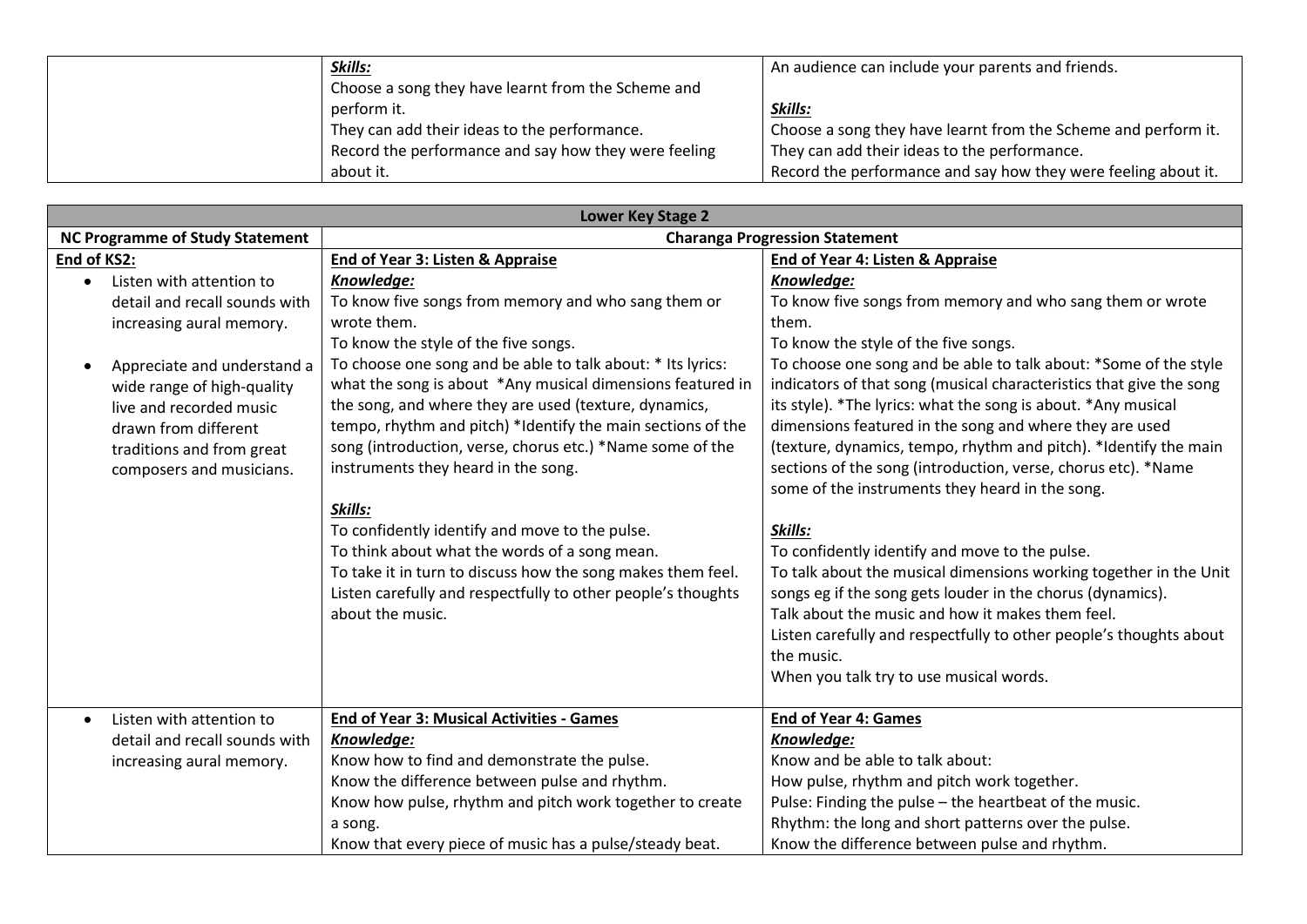| | | |
|---|---|---|
| | ***Skills:*** Choose a song they have learnt from the Scheme and perform it. They can add their ideas to the performance. Record the performance and say how they were feeling about it. | An audience can include your parents and friends. ***Skills:*** Choose a song they have learnt from the Scheme and perform it. They can add their ideas to the performance. Record the performance and say how they were feeling about it. |

| **Lower Key Stage 2** | | |
|---|---|---|
| **NC Programme of Study Statement** | **Charanga Progression Statement** | |
| **End of KS2:** <br>• Listen with attention to detail and recall sounds with increasing aural memory.<br><br>• Appreciate and understand a wide range of high-quality live and recorded music drawn from different traditions and from great composers and musicians. | **End of Year 3: Listen & Appraise**<br>***Knowledge:***<br>To know five songs from memory and who sang them or wrote them.<br>To know the style of the five songs.<br>To choose one song and be able to talk about: * Its lyrics: what the song is about *Any musical dimensions featured in the song, and where they are used (texture, dynamics, tempo, rhythm and pitch) *Identify the main sections of the song (introduction, verse, chorus etc.) *Name some of the instruments they heard in the song.<br><br>***Skills:***<br>To confidently identify and move to the pulse.<br>To think about what the words of a song mean.<br>To take it in turn to discuss how the song makes them feel.<br>Listen carefully and respectfully to other people's thoughts about the music. | **End of Year 4: Listen & Appraise**<br>***Knowledge:***<br>To know five songs from memory and who sang them or wrote them.<br>To know the style of the five songs.<br>To choose one song and be able to talk about: *Some of the style indicators of that song (musical characteristics that give the song its style). *The lyrics: what the song is about. *Any musical dimensions featured in the song and where they are used (texture, dynamics, tempo, rhythm and pitch). *Identify the main sections of the song (introduction, verse, chorus etc). *Name some of the instruments they heard in the song.<br><br>***Skills:***<br>To confidently identify and move to the pulse.<br>To talk about the musical dimensions working together in the Unit songs eg if the song gets louder in the chorus (dynamics).<br>Talk about the music and how it makes them feel.<br>Listen carefully and respectfully to other people's thoughts about the music.<br>When you talk try to use musical words. |
| • Listen with attention to detail and recall sounds with increasing aural memory. | **End of Year 3: Musical Activities - Games**<br>***Knowledge:***<br>Know how to find and demonstrate the pulse.<br>Know the difference between pulse and rhythm.<br>Know how pulse, rhythm and pitch work together to create a song.<br>Know that every piece of music has a pulse/steady beat. | **End of Year 4: Games**<br>***Knowledge:***<br>Know and be able to talk about:<br>How pulse, rhythm and pitch work together.<br>Pulse: Finding the pulse – the heartbeat of the music.<br>Rhythm: the long and short patterns over the pulse.<br>Know the difference between pulse and rhythm. |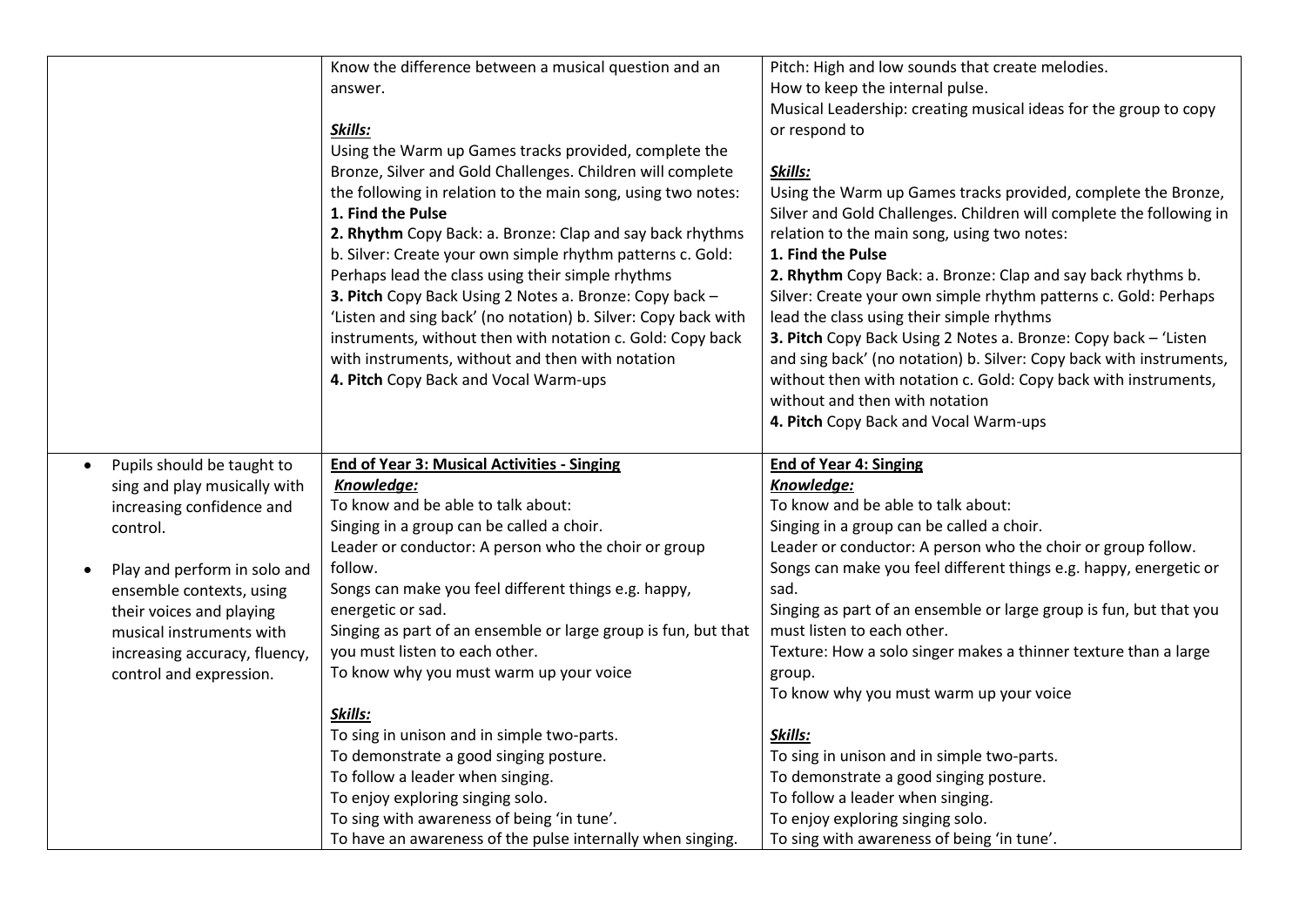| | | |
|---|---|---|
| | Know the difference between a musical question and an answer.<br><br>***Skills:***<br>Using the Warm up Games tracks provided, complete the Bronze, Silver and Gold Challenges. Children will complete the following in relation to the main song, using two notes:<br>**1. Find the Pulse**<br>**2. Rhythm** Copy Back: a. Bronze: Clap and say back rhythms b. Silver: Create your own simple rhythm patterns c. Gold: Perhaps lead the class using their simple rhythms<br>**3. Pitch** Copy Back Using 2 Notes a. Bronze: Copy back – 'Listen and sing back' (no notation) b. Silver: Copy back with instruments, without then with notation c. Gold: Copy back with instruments, without and then with notation<br>**4. Pitch** Copy Back and Vocal Warm-ups | Pitch: High and low sounds that create melodies.<br>How to keep the internal pulse.<br>Musical Leadership: creating musical ideas for the group to copy or respond to<br><br>***Skills:***<br>Using the Warm up Games tracks provided, complete the Bronze, Silver and Gold Challenges. Children will complete the following in relation to the main song, using two notes:<br>**1. Find the Pulse**<br>**2. Rhythm** Copy Back: a. Bronze: Clap and say back rhythms b. Silver: Create your own simple rhythm patterns c. Gold: Perhaps lead the class using their simple rhythms<br>**3. Pitch** Copy Back Using 2 Notes a. Bronze: Copy back – 'Listen and sing back' (no notation) b. Silver: Copy back with instruments, without then with notation c. Gold: Copy back with instruments, without and then with notation<br>**4. Pitch** Copy Back and Vocal Warm-ups |
| • Pupils should be taught to sing and play musically with increasing confidence and control.<br><br>• Play and perform in solo and ensemble contexts, using their voices and playing musical instruments with increasing accuracy, fluency, control and expression. | **<u>End of Year 3: Musical Activities - Singing</u>**<br>***<u>Knowledge:</u>***<br>To know and be able to talk about:<br>Singing in a group can be called a choir.<br>Leader or conductor: A person who the choir or group follow.<br>Songs can make you feel different things e.g. happy, energetic or sad.<br>Singing as part of an ensemble or large group is fun, but that you must listen to each other.<br>To know why you must warm up your voice<br><br>***Skills:***<br>To sing in unison and in simple two-parts.<br>To demonstrate a good singing posture.<br>To follow a leader when singing.<br>To enjoy exploring singing solo.<br>To sing with awareness of being 'in tune'.<br>To have an awareness of the pulse internally when singing. | **<u>End of Year 4: Singing</u>**<br>***<u>Knowledge:</u>***<br>To know and be able to talk about:<br>Singing in a group can be called a choir.<br>Leader or conductor: A person who the choir or group follow.<br>Songs can make you feel different things e.g. happy, energetic or sad.<br>Singing as part of an ensemble or large group is fun, but that you must listen to each other.<br>Texture: How a solo singer makes a thinner texture than a large group.<br>To know why you must warm up your voice<br><br>***Skills:***<br>To sing in unison and in simple two-parts.<br>To demonstrate a good singing posture.<br>To follow a leader when singing.<br>To enjoy exploring singing solo.<br>To sing with awareness of being 'in tune'. |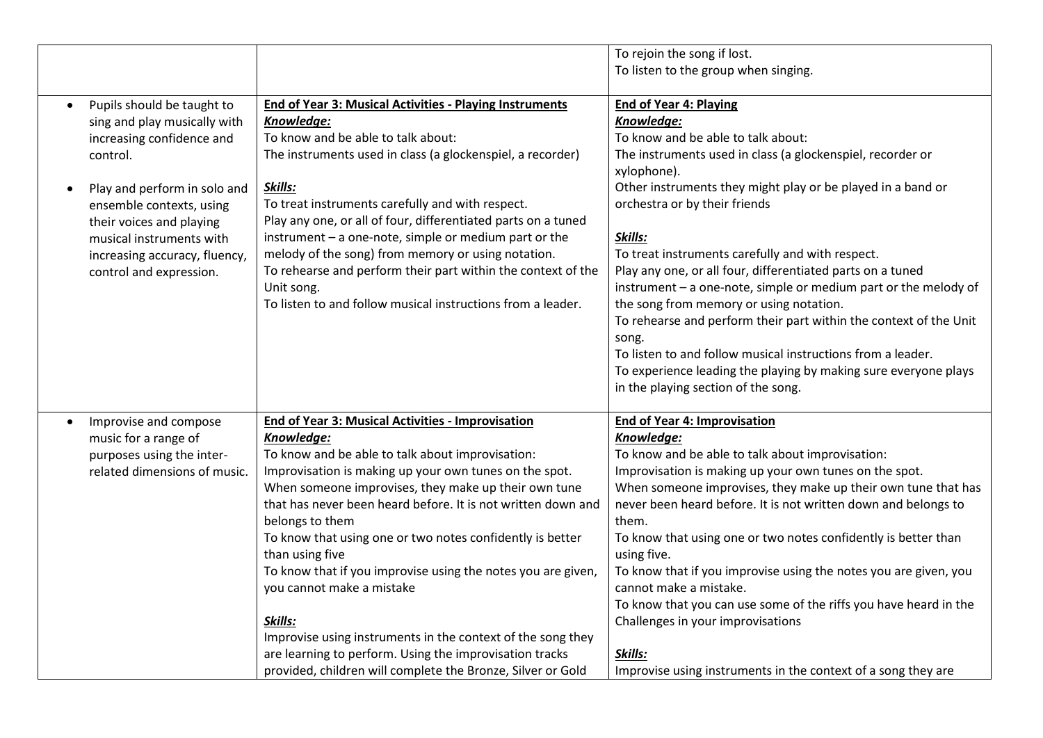| | | |
|---|---|---|
| | | To rejoin the song if lost.<br>To listen to the group when singing. |
| • Pupils should be taught to sing and play musically with increasing confidence and control.<br><br>• Play and perform in solo and ensemble contexts, using their voices and playing musical instruments with increasing accuracy, fluency, control and expression. | **End of Year 3: Musical Activities - Playing Instruments**<br>***Knowledge:***<br>To know and be able to talk about:<br>The instruments used in class (a glockenspiel, a recorder)<br><br>***Skills:***<br>To treat instruments carefully and with respect.<br>Play any one, or all of four, differentiated parts on a tuned instrument – a one-note, simple or medium part or the melody of the song) from memory or using notation.<br>To rehearse and perform their part within the context of the Unit song.<br>To listen to and follow musical instructions from a leader. | **End of Year 4: Playing**<br>***Knowledge:***<br>To know and be able to talk about:<br>The instruments used in class (a glockenspiel, recorder or xylophone).<br>Other instruments they might play or be played in a band or orchestra or by their friends<br><br>***Skills:***<br>To treat instruments carefully and with respect.<br>Play any one, or all four, differentiated parts on a tuned instrument – a one-note, simple or medium part or the melody of the song from memory or using notation.<br>To rehearse and perform their part within the context of the Unit song.<br>To listen to and follow musical instructions from a leader.<br>To experience leading the playing by making sure everyone plays in the playing section of the song. |
| • Improvise and compose music for a range of purposes using the inter-related dimensions of music. | **End of Year 3: Musical Activities - Improvisation**<br>***Knowledge:***<br>To know and be able to talk about improvisation:<br>Improvisation is making up your own tunes on the spot.<br>When someone improvises, they make up their own tune that has never been heard before. It is not written down and belongs to them<br>To know that using one or two notes confidently is better than using five<br>To know that if you improvise using the notes you are given, you cannot make a mistake<br><br>***Skills:***<br>Improvise using instruments in the context of the song they are learning to perform. Using the improvisation tracks provided, children will complete the Bronze, Silver or Gold | **End of Year 4: Improvisation**<br>***Knowledge:***<br>To know and be able to talk about improvisation:<br>Improvisation is making up your own tunes on the spot.<br>When someone improvises, they make up their own tune that has never been heard before. It is not written down and belongs to them.<br>To know that using one or two notes confidently is better than using five.<br>To know that if you improvise using the notes you are given, you cannot make a mistake.<br>To know that you can use some of the riffs you have heard in the Challenges in your improvisations<br><br>***Skills:***<br>Improvise using instruments in the context of a song they are |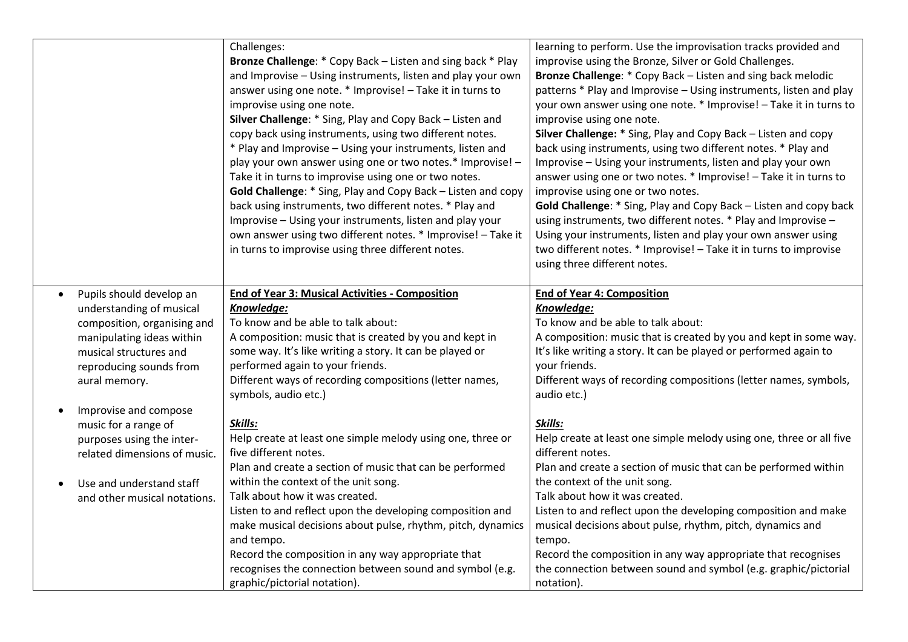| | | |
|---|---|---|
| | Challenges:<br>**Bronze Challenge**: * Copy Back – Listen and sing back * Play and Improvise – Using instruments, listen and play your own answer using one note. * Improvise! – Take it in turns to improvise using one note.<br>**Silver Challenge**: * Sing, Play and Copy Back – Listen and copy back using instruments, using two different notes. * Play and Improvise – Using your instruments, listen and play your own answer using one or two notes.* Improvise! – Take it in turns to improvise using one or two notes.<br>**Gold Challenge**: * Sing, Play and Copy Back – Listen and copy back using instruments, two different notes. * Play and Improvise – Using your instruments, listen and play your own answer using two different notes. * Improvise! – Take it in turns to improvise using three different notes. | learning to perform. Use the improvisation tracks provided and improvise using the Bronze, Silver or Gold Challenges.<br>**Bronze Challenge**: * Copy Back – Listen and sing back melodic patterns * Play and Improvise – Using instruments, listen and play your own answer using one note. * Improvise! – Take it in turns to improvise using one note.<br>**Silver Challenge:** * Sing, Play and Copy Back – Listen and copy back using instruments, using two different notes. * Play and Improvise – Using your instruments, listen and play your own answer using one or two notes. * Improvise! – Take it in turns to improvise using one or two notes.<br>**Gold Challenge**: * Sing, Play and Copy Back – Listen and copy back using instruments, two different notes. * Play and Improvise – Using your instruments, listen and play your own answer using two different notes. * Improvise! – Take it in turns to improvise using three different notes. |
| • Pupils should develop an understanding of musical composition, organising and manipulating ideas within musical structures and reproducing sounds from aural memory.<br><br>• Improvise and compose music for a range of purposes using the inter-related dimensions of music.<br><br>• Use and understand staff and other musical notations. | **End of Year 3: Musical Activities - Composition**<br>***Knowledge:***<br>To know and be able to talk about:<br>A composition: music that is created by you and kept in some way. It's like writing a story. It can be played or performed again to your friends.<br>Different ways of recording compositions (letter names, symbols, audio etc.)<br><br>***Skills:***<br>Help create at least one simple melody using one, three or five different notes.<br>Plan and create a section of music that can be performed within the context of the unit song.<br>Talk about how it was created.<br>Listen to and reflect upon the developing composition and make musical decisions about pulse, rhythm, pitch, dynamics and tempo.<br>Record the composition in any way appropriate that recognises the connection between sound and symbol (e.g. graphic/pictorial notation). | **End of Year 4: Composition**<br>***Knowledge:***<br>To know and be able to talk about:<br>A composition: music that is created by you and kept in some way. It's like writing a story. It can be played or performed again to your friends.<br>Different ways of recording compositions (letter names, symbols, audio etc.)<br><br>***Skills:***<br>Help create at least one simple melody using one, three or all five different notes.<br>Plan and create a section of music that can be performed within the context of the unit song.<br>Talk about how it was created.<br>Listen to and reflect upon the developing composition and make musical decisions about pulse, rhythm, pitch, dynamics and tempo.<br>Record the composition in any way appropriate that recognises the connection between sound and symbol (e.g. graphic/pictorial notation). |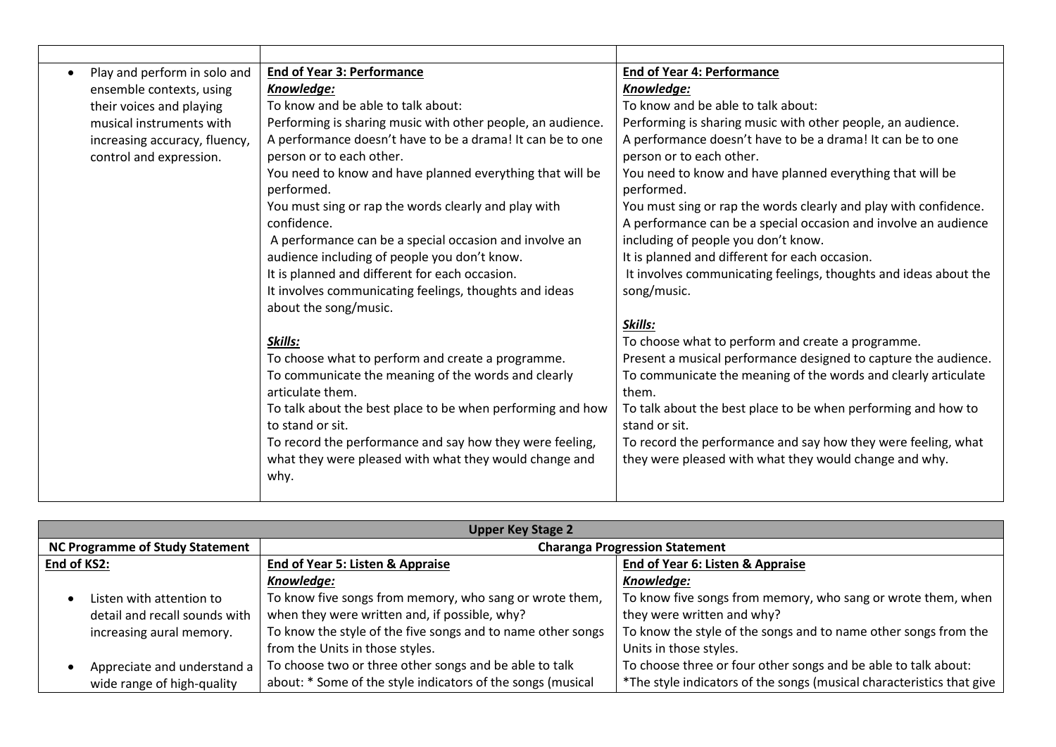| | | |
|---|---|---|
| • Play and perform in solo and ensemble contexts, using their voices and playing musical instruments with increasing accuracy, fluency, control and expression. | **End of Year 3: Performance**<br>***Knowledge:***<br>To know and be able to talk about:<br>Performing is sharing music with other people, an audience.<br>A performance doesn't have to be a drama! It can be to one person or to each other.<br>You need to know and have planned everything that will be performed.<br>You must sing or rap the words clearly and play with confidence.<br>A performance can be a special occasion and involve an audience including of people you don't know.<br>It is planned and different for each occasion.<br>It involves communicating feelings, thoughts and ideas about the song/music.<br><br>***Skills:***<br>To choose what to perform and create a programme.<br>To communicate the meaning of the words and clearly articulate them.<br>To talk about the best place to be when performing and how to stand or sit.<br>To record the performance and say how they were feeling, what they were pleased with what they would change and why. | **End of Year 4: Performance**<br>***Knowledge:***<br>To know and be able to talk about:<br>Performing is sharing music with other people, an audience.<br>A performance doesn't have to be a drama! It can be to one person or to each other.<br>You need to know and have planned everything that will be performed.<br>You must sing or rap the words clearly and play with confidence.<br>A performance can be a special occasion and involve an audience including of people you don't know.<br>It is planned and different for each occasion.<br>It involves communicating feelings, thoughts and ideas about the song/music.<br><br>***Skills:***<br>To choose what to perform and create a programme.<br>Present a musical performance designed to capture the audience.<br>To communicate the meaning of the words and clearly articulate them.<br>To talk about the best place to be when performing and how to stand or sit.<br>To record the performance and say how they were feeling, what they were pleased with what they would change and why. |

| **Upper Key Stage 2** | | |
|---|---|---|
| **NC Programme of Study Statement** | **Charanga Progression Statement** | |
| **End of KS2:**<br><br>• Listen with attention to detail and recall sounds with increasing aural memory.<br><br>• Appreciate and understand a wide range of high-quality | **End of Year 5: Listen & Appraise**<br>***Knowledge:***<br>To know five songs from memory, who sang or wrote them, when they were written and, if possible, why?<br>To know the style of the five songs and to name other songs from the Units in those styles.<br>To choose two or three other songs and be able to talk about: * Some of the style indicators of the songs (musical | **End of Year 6: Listen & Appraise**<br>***Knowledge:***<br>To know five songs from memory, who sang or wrote them, when they were written and why?<br>To know the style of the songs and to name other songs from the Units in those styles.<br>To choose three or four other songs and be able to talk about:<br>*The style indicators of the songs (musical characteristics that give |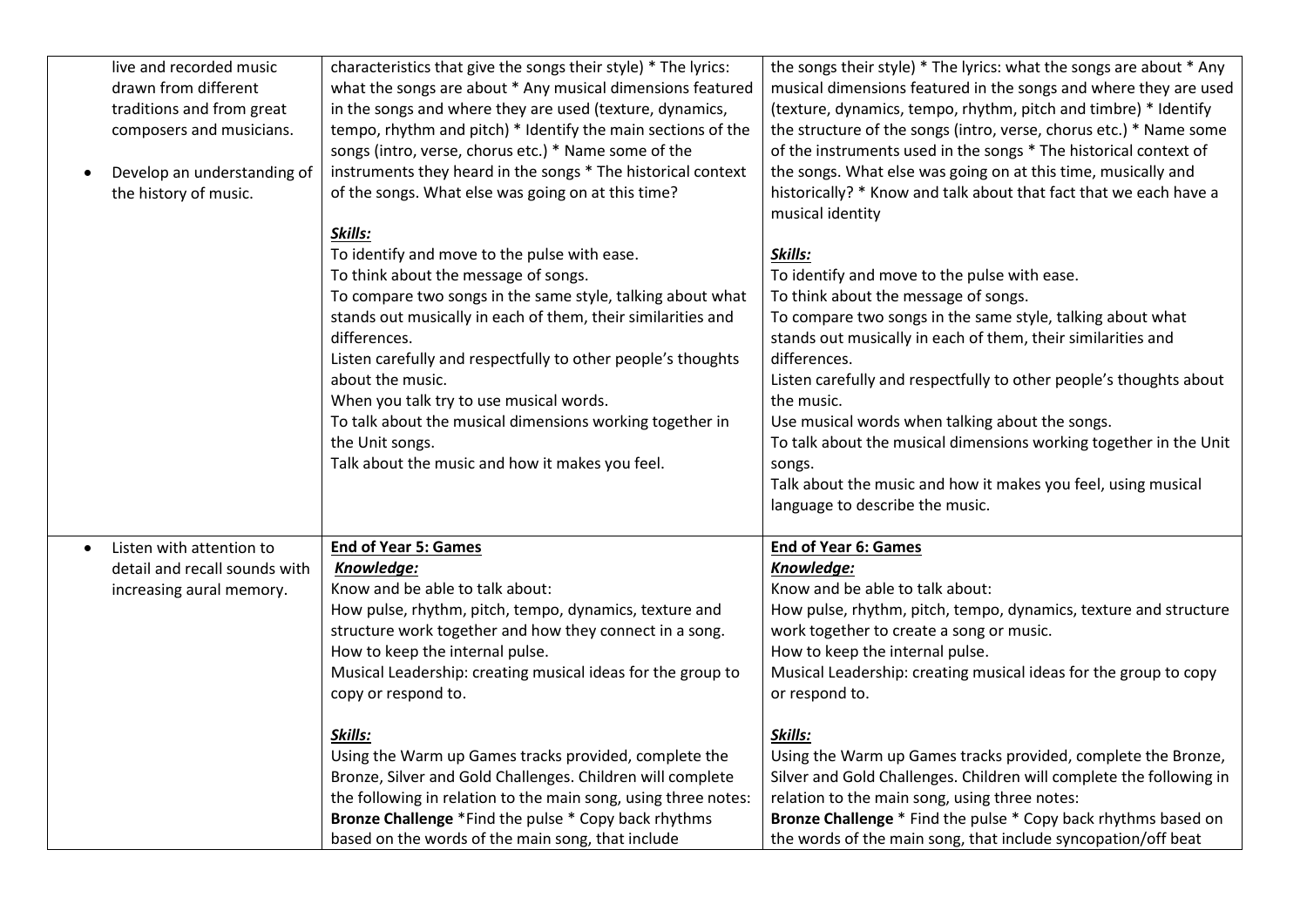| | | |
|---|---|---|
| live and recorded music drawn from different traditions and from great composers and musicians.<br><br>• Develop an understanding of the history of music. | characteristics that give the songs their style) * The lyrics: what the songs are about * Any musical dimensions featured in the songs and where they are used (texture, dynamics, tempo, rhythm and pitch) * Identify the main sections of the songs (intro, verse, chorus etc.) * Name some of the instruments they heard in the songs * The historical context of the songs. What else was going on at this time?<br><br>***Skills:***<br>To identify and move to the pulse with ease.<br>To think about the message of songs.<br>To compare two songs in the same style, talking about what stands out musically in each of them, their similarities and differences.<br>Listen carefully and respectfully to other people's thoughts about the music.<br>When you talk try to use musical words.<br>To talk about the musical dimensions working together in the Unit songs.<br>Talk about the music and how it makes you feel. | the songs their style) * The lyrics: what the songs are about * Any musical dimensions featured in the songs and where they are used (texture, dynamics, tempo, rhythm, pitch and timbre) * Identify the structure of the songs (intro, verse, chorus etc.) * Name some of the instruments used in the songs * The historical context of the songs. What else was going on at this time, musically and historically? * Know and talk about that fact that we each have a musical identity<br><br>***Skills:***<br>To identify and move to the pulse with ease.<br>To think about the message of songs.<br>To compare two songs in the same style, talking about what stands out musically in each of them, their similarities and differences.<br>Listen carefully and respectfully to other people's thoughts about the music.<br>Use musical words when talking about the songs.<br>To talk about the musical dimensions working together in the Unit songs.<br>Talk about the music and how it makes you feel, using musical language to describe the music. |
| • Listen with attention to detail and recall sounds with increasing aural memory. | **End of Year 5: Games**<br>***Knowledge:***<br>Know and be able to talk about:<br>How pulse, rhythm, pitch, tempo, dynamics, texture and structure work together and how they connect in a song.<br>How to keep the internal pulse.<br>Musical Leadership: creating musical ideas for the group to copy or respond to.<br><br>***Skills:***<br>Using the Warm up Games tracks provided, complete the Bronze, Silver and Gold Challenges. Children will complete the following in relation to the main song, using three notes:<br>**Bronze Challenge** *Find the pulse * Copy back rhythms based on the words of the main song, that include | **End of Year 6: Games**<br>***Knowledge:***<br>Know and be able to talk about:<br>How pulse, rhythm, pitch, tempo, dynamics, texture and structure work together to create a song or music.<br>How to keep the internal pulse.<br>Musical Leadership: creating musical ideas for the group to copy or respond to.<br><br>***Skills:***<br>Using the Warm up Games tracks provided, complete the Bronze, Silver and Gold Challenges. Children will complete the following in relation to the main song, using three notes:<br>**Bronze Challenge** * Find the pulse * Copy back rhythms based on the words of the main song, that include syncopation/off beat |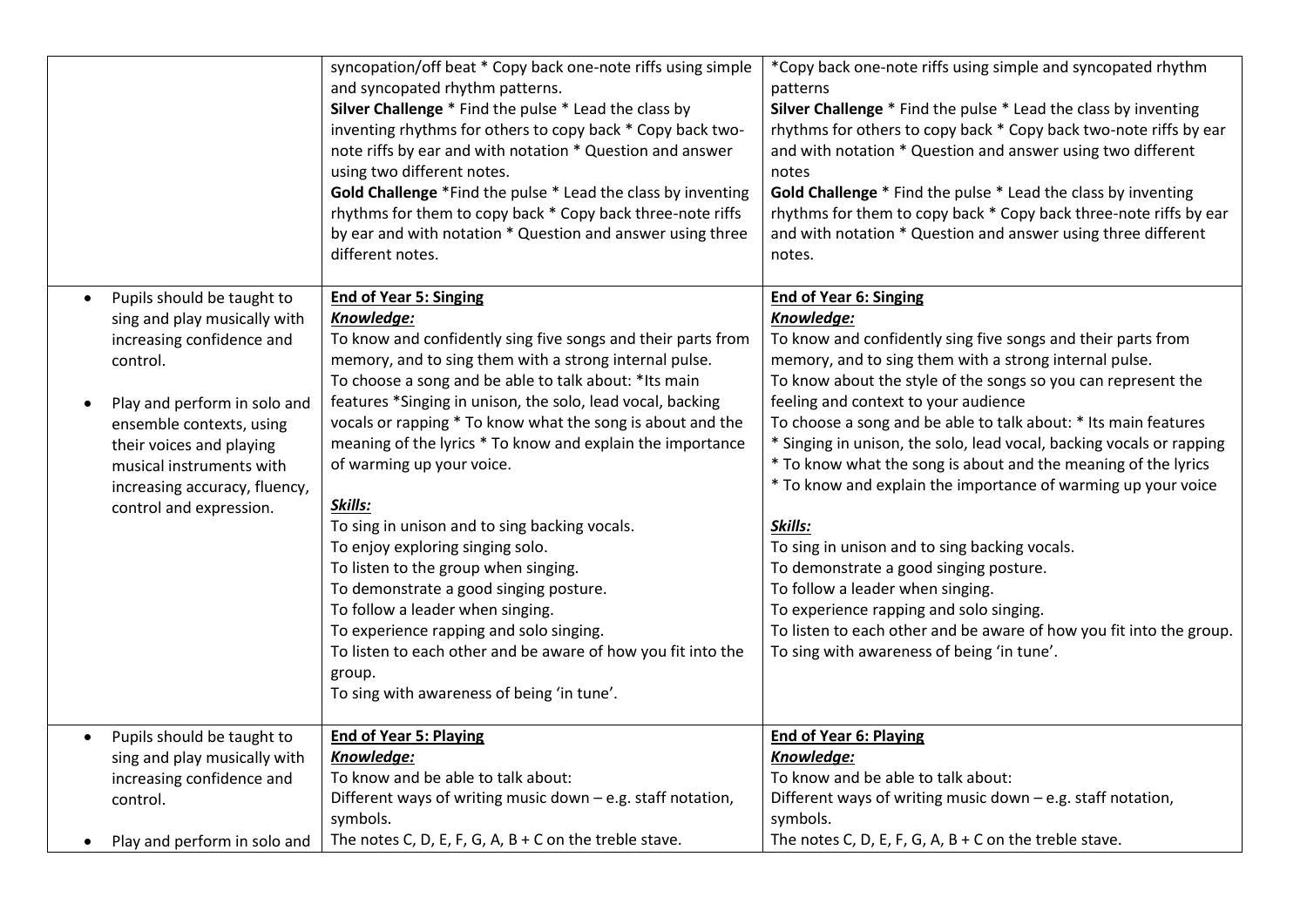| | | |
|---|---|---|
| | syncopation/off beat * Copy back one-note riffs using simple and syncopated rhythm patterns.<br>**Silver Challenge** * Find the pulse * Lead the class by inventing rhythms for others to copy back * Copy back two-note riffs by ear and with notation * Question and answer using two different notes.<br>**Gold Challenge** *Find the pulse * Lead the class by inventing rhythms for them to copy back * Copy back three-note riffs by ear and with notation * Question and answer using three different notes. | *Copy back one-note riffs using simple and syncopated rhythm patterns<br>**Silver Challenge** * Find the pulse * Lead the class by inventing rhythms for others to copy back * Copy back two-note riffs by ear and with notation * Question and answer using two different notes<br>**Gold Challenge** * Find the pulse * Lead the class by inventing rhythms for them to copy back * Copy back three-note riffs by ear and with notation * Question and answer using three different notes. |
| • Pupils should be taught to sing and play musically with increasing confidence and control.<br><br>• Play and perform in solo and ensemble contexts, using their voices and playing musical instruments with increasing accuracy, fluency, control and expression. | **<u>End of Year 5: Singing</u>**<br>***<u>Knowledge:</u>***<br>To know and confidently sing five songs and their parts from memory, and to sing them with a strong internal pulse.<br>To choose a song and be able to talk about: *Its main features *Singing in unison, the solo, lead vocal, backing vocals or rapping * To know what the song is about and the meaning of the lyrics * To know and explain the importance of warming up your voice.<br><br>***<u>Skills:</u>***<br>To sing in unison and to sing backing vocals.<br>To enjoy exploring singing solo.<br>To listen to the group when singing.<br>To demonstrate a good singing posture.<br>To follow a leader when singing.<br>To experience rapping and solo singing.<br>To listen to each other and be aware of how you fit into the group.<br>To sing with awareness of being 'in tune'. | **<u>End of Year 6: Singing</u>**<br>***<u>Knowledge:</u>***<br>To know and confidently sing five songs and their parts from memory, and to sing them with a strong internal pulse.<br>To know about the style of the songs so you can represent the feeling and context to your audience<br>To choose a song and be able to talk about: * Its main features * Singing in unison, the solo, lead vocal, backing vocals or rapping * To know what the song is about and the meaning of the lyrics * To know and explain the importance of warming up your voice<br><br>***<u>Skills:</u>***<br>To sing in unison and to sing backing vocals.<br>To demonstrate a good singing posture.<br>To follow a leader when singing.<br>To experience rapping and solo singing.<br>To listen to each other and be aware of how you fit into the group.<br>To sing with awareness of being 'in tune'. |
| • Pupils should be taught to sing and play musically with increasing confidence and control.<br><br>• Play and perform in solo and | **<u>End of Year 5: Playing</u>**<br>***<u>Knowledge:</u>***<br>To know and be able to talk about:<br>Different ways of writing music down – e.g. staff notation, symbols.<br>The notes C, D, E, F, G, A, B + C on the treble stave. | **<u>End of Year 6: Playing</u>**<br>***<u>Knowledge:</u>***<br>To know and be able to talk about:<br>Different ways of writing music down – e.g. staff notation, symbols.<br>The notes C, D, E, F, G, A, B + C on the treble stave. |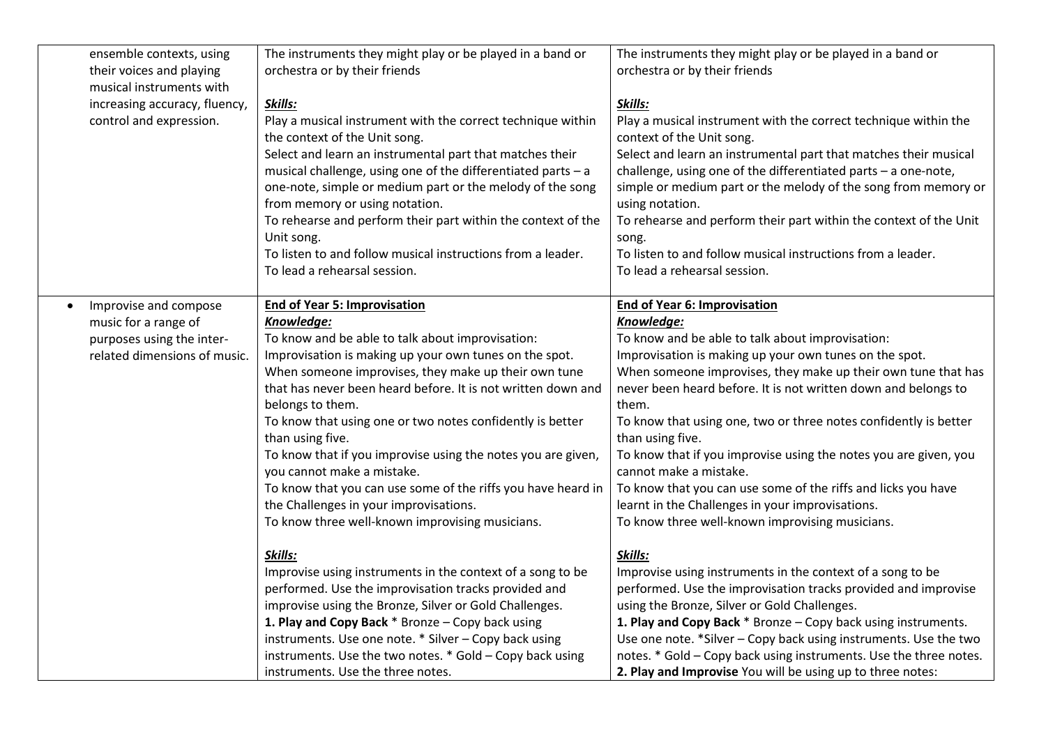| | | |
|---|---|---|
| ensemble contexts, using their voices and playing musical instruments with increasing accuracy, fluency, control and expression. | The instruments they might play or be played in a band or orchestra or by their friends<br><br>***Skills:***<br>Play a musical instrument with the correct technique within the context of the Unit song.<br>Select and learn an instrumental part that matches their musical challenge, using one of the differentiated parts – a one-note, simple or medium part or the melody of the song from memory or using notation.<br>To rehearse and perform their part within the context of the Unit song.<br>To listen to and follow musical instructions from a leader.<br>To lead a rehearsal session. | The instruments they might play or be played in a band or orchestra or by their friends<br><br>***Skills:***<br>Play a musical instrument with the correct technique within the context of the Unit song.<br>Select and learn an instrumental part that matches their musical challenge, using one of the differentiated parts – a one-note, simple or medium part or the melody of the song from memory or using notation.<br>To rehearse and perform their part within the context of the Unit song.<br>To listen to and follow musical instructions from a leader.<br>To lead a rehearsal session. |
| • Improvise and compose music for a range of purposes using the inter-related dimensions of music. | **End of Year 5: Improvisation**<br>***Knowledge:***<br>To know and be able to talk about improvisation:<br>Improvisation is making up your own tunes on the spot.<br>When someone improvises, they make up their own tune that has never been heard before. It is not written down and belongs to them.<br>To know that using one or two notes confidently is better than using five.<br>To know that if you improvise using the notes you are given, you cannot make a mistake.<br>To know that you can use some of the riffs you have heard in the Challenges in your improvisations.<br>To know three well-known improvising musicians.<br><br>***Skills:***<br>Improvise using instruments in the context of a song to be performed. Use the improvisation tracks provided and improvise using the Bronze, Silver or Gold Challenges.<br>**1. Play and Copy Back** * Bronze – Copy back using instruments. Use one note. * Silver – Copy back using instruments. Use the two notes. * Gold – Copy back using instruments. Use the three notes. | **End of Year 6: Improvisation**<br>***Knowledge:***<br>To know and be able to talk about improvisation:<br>Improvisation is making up your own tunes on the spot.<br>When someone improvises, they make up their own tune that has never been heard before. It is not written down and belongs to them.<br>To know that using one, two or three notes confidently is better than using five.<br>To know that if you improvise using the notes you are given, you cannot make a mistake.<br>To know that you can use some of the riffs and licks you have learnt in the Challenges in your improvisations.<br>To know three well-known improvising musicians.<br><br>***Skills:***<br>Improvise using instruments in the context of a song to be performed. Use the improvisation tracks provided and improvise using the Bronze, Silver or Gold Challenges.<br>**1. Play and Copy Back** * Bronze – Copy back using instruments. Use one note. *Silver – Copy back using instruments. Use the two notes. * Gold – Copy back using instruments. Use the three notes.<br>**2. Play and Improvise** You will be using up to three notes: |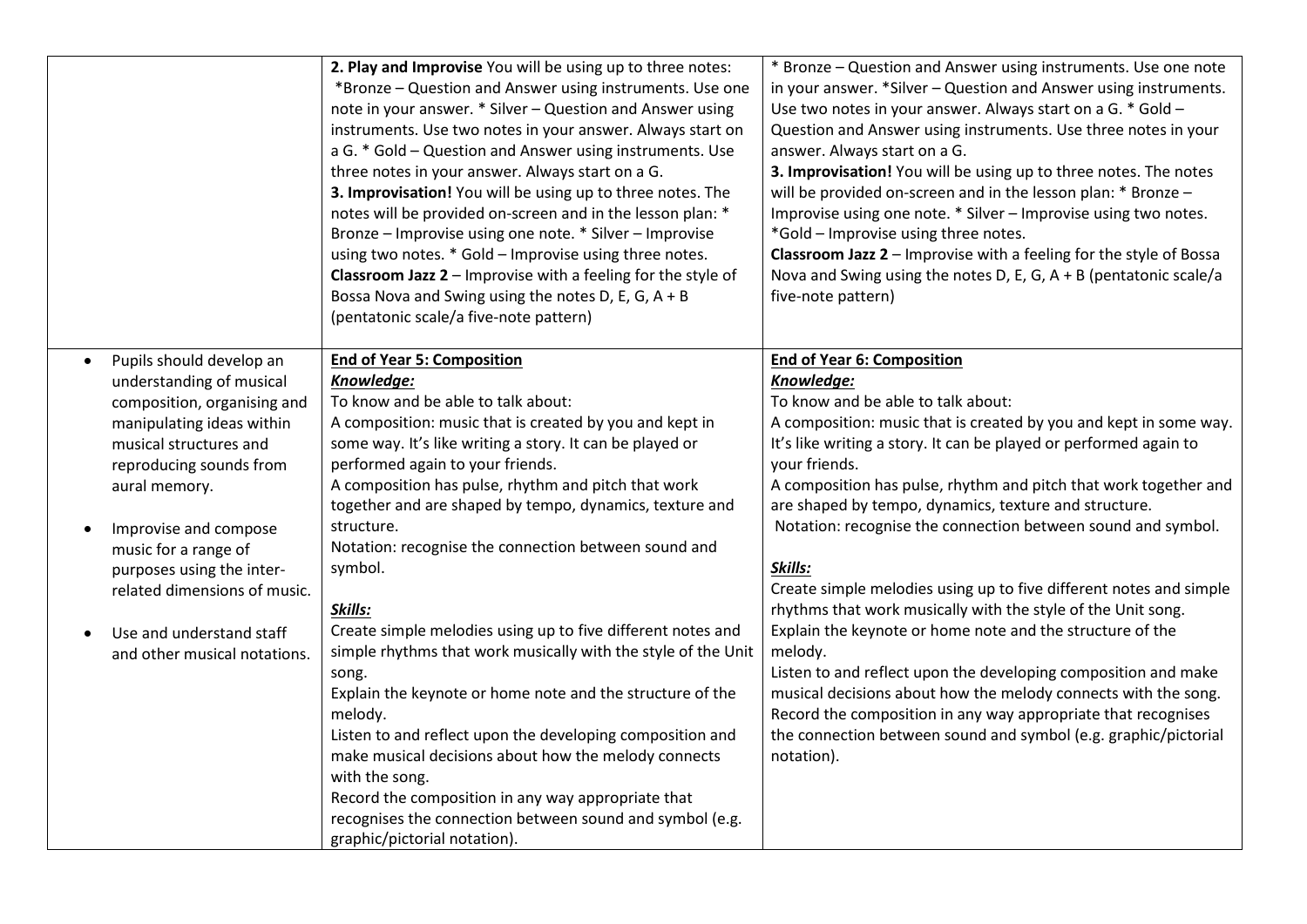| | | |
|---|---|---|
| | **2. Play and Improvise** You will be using up to three notes: *Bronze – Question and Answer using instruments. Use one note in your answer. * Silver – Question and Answer using instruments. Use two notes in your answer. Always start on a G. * Gold – Question and Answer using instruments. Use three notes in your answer. Always start on a G.<br>**3. Improvisation!** You will be using up to three notes. The notes will be provided on-screen and in the lesson plan: * Bronze – Improvise using one note. * Silver – Improvise using two notes. * Gold – Improvise using three notes.<br>**Classroom Jazz 2** – Improvise with a feeling for the style of Bossa Nova and Swing using the notes D, E, G, A + B (pentatonic scale/a five-note pattern) | * Bronze – Question and Answer using instruments. Use one note in your answer. *Silver – Question and Answer using instruments. Use two notes in your answer. Always start on a G. * Gold – Question and Answer using instruments. Use three notes in your answer. Always start on a G.<br>**3. Improvisation!** You will be using up to three notes. The notes will be provided on-screen and in the lesson plan: * Bronze – Improvise using one note. * Silver – Improvise using two notes. *Gold – Improvise using three notes.<br>**Classroom Jazz 2** – Improvise with a feeling for the style of Bossa Nova and Swing using the notes D, E, G, A + B (pentatonic scale/a five-note pattern) |
| • Pupils should develop an understanding of musical composition, organising and manipulating ideas within musical structures and reproducing sounds from aural memory.<br><br>• Improvise and compose music for a range of purposes using the inter-related dimensions of music.<br><br>• Use and understand staff and other musical notations. | **End of Year 5: Composition**<br>***Knowledge:***<br>To know and be able to talk about:<br>A composition: music that is created by you and kept in some way. It's like writing a story. It can be played or performed again to your friends.<br>A composition has pulse, rhythm and pitch that work together and are shaped by tempo, dynamics, texture and structure.<br>Notation: recognise the connection between sound and symbol.<br><br>***Skills:***<br>Create simple melodies using up to five different notes and simple rhythms that work musically with the style of the Unit song.<br>Explain the keynote or home note and the structure of the melody.<br>Listen to and reflect upon the developing composition and make musical decisions about how the melody connects with the song.<br>Record the composition in any way appropriate that recognises the connection between sound and symbol (e.g. graphic/pictorial notation). | **End of Year 6: Composition**<br>***Knowledge:***<br>To know and be able to talk about:<br>A composition: music that is created by you and kept in some way. It's like writing a story. It can be played or performed again to your friends.<br>A composition has pulse, rhythm and pitch that work together and are shaped by tempo, dynamics, texture and structure.<br>Notation: recognise the connection between sound and symbol.<br><br>***Skills:***<br>Create simple melodies using up to five different notes and simple rhythms that work musically with the style of the Unit song.<br>Explain the keynote or home note and the structure of the melody.<br>Listen to and reflect upon the developing composition and make musical decisions about how the melody connects with the song.<br>Record the composition in any way appropriate that recognises the connection between sound and symbol (e.g. graphic/pictorial notation). |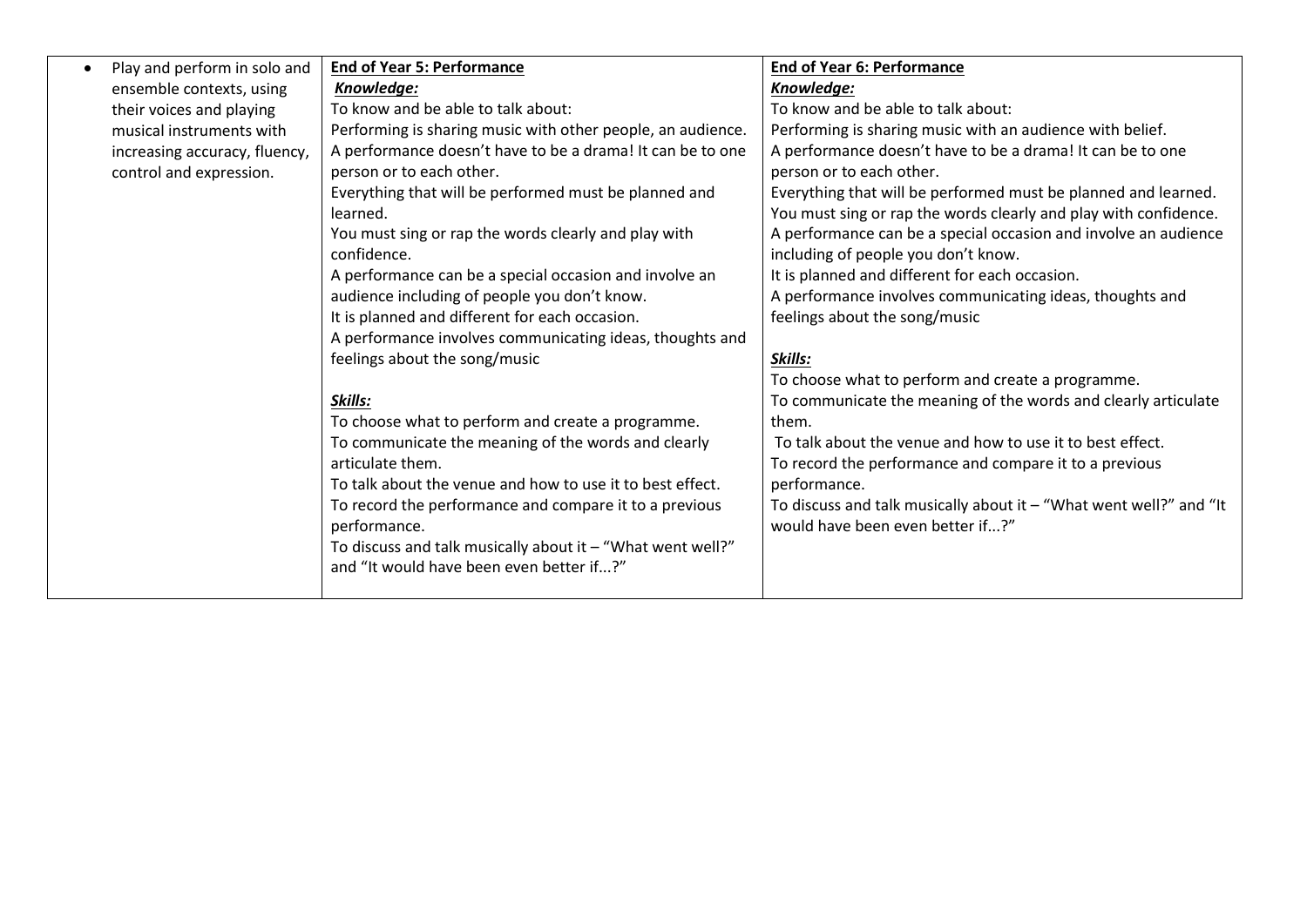| | | |
|---|---|---|
| • Play and perform in solo and ensemble contexts, using their voices and playing musical instruments with increasing accuracy, fluency, control and expression. | **End of Year 5: Performance**<br>***Knowledge:***<br>To know and be able to talk about:<br>Performing is sharing music with other people, an audience.<br>A performance doesn't have to be a drama! It can be to one person or to each other.<br>Everything that will be performed must be planned and learned.<br>You must sing or rap the words clearly and play with confidence.<br>A performance can be a special occasion and involve an audience including of people you don't know.<br>It is planned and different for each occasion.<br>A performance involves communicating ideas, thoughts and feelings about the song/music<br><br>***Skills:***<br>To choose what to perform and create a programme.<br>To communicate the meaning of the words and clearly articulate them.<br>To talk about the venue and how to use it to best effect.<br>To record the performance and compare it to a previous performance.<br>To discuss and talk musically about it – "What went well?" and "It would have been even better if...?" | **End of Year 6: Performance**<br>***Knowledge:***<br>To know and be able to talk about:<br>Performing is sharing music with an audience with belief.<br>A performance doesn't have to be a drama! It can be to one person or to each other.<br>Everything that will be performed must be planned and learned.<br>You must sing or rap the words clearly and play with confidence.<br>A performance can be a special occasion and involve an audience including of people you don't know.<br>It is planned and different for each occasion.<br>A performance involves communicating ideas, thoughts and feelings about the song/music<br><br>***Skills:***<br>To choose what to perform and create a programme.<br>To communicate the meaning of the words and clearly articulate them.<br>To talk about the venue and how to use it to best effect.<br>To record the performance and compare it to a previous performance.<br>To discuss and talk musically about it – "What went well?" and "It would have been even better if...?" |